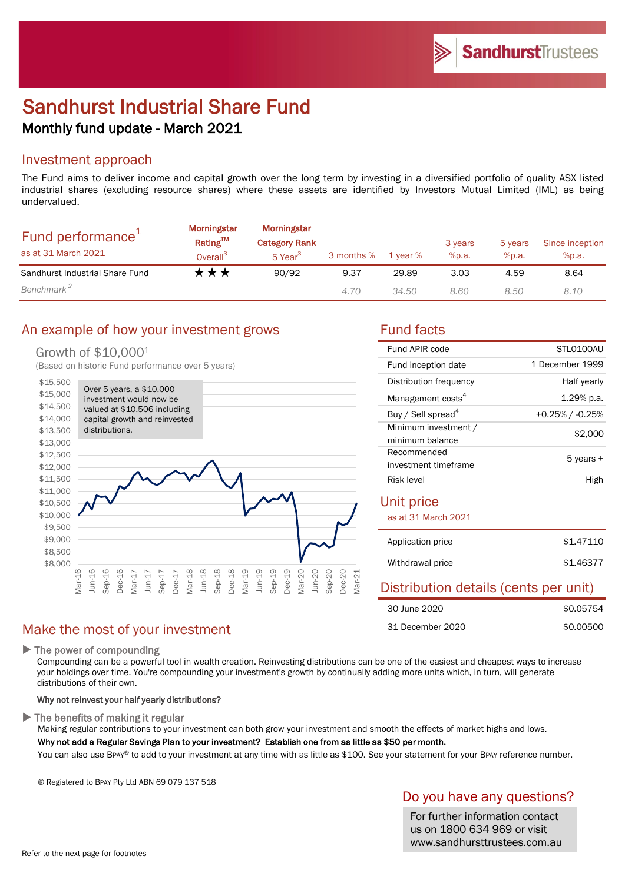# Sandhurst Industrial Share Fund

## Monthly fund update - March 2021

## Investment approach

The Fund aims to deliver income and capital growth over the long term by investing in a diversified portfolio of quality ASX listed industrial shares (excluding resource shares) where these assets are identified by Investors Mutual Limited (IML) as being undervalued.

| Fund performance[1] as at 31 March 2021 | Morningstar Rating™ Overall[3] | Morningstar Category Rank 5 Year[3] | 3 months % | 1 year % | 3 years %p.a. | 5 years %p.a. | Since inception %p.a. |
|---|---|---|---|---|---|---|---|
| Sandhurst Industrial Share Fund | ★★★ | 90/92 | 9.37 | 29.89 | 3.03 | 4.59 | 8.64 |
| *Benchmark*[2] | | | *4.70* | *34.50* | *8.60* | *8.50* | *8.10* |

## An example of how your investment grows

### Growth of $10,000[1]

(Based on historic Fund performance over 5 years)

Over 5 years, a $10,000 investment would now be valued at $10,506 including capital growth and reinvested distributions.

## Fund facts

| | |
|---|---|
| Fund APIR code | STL0100AU |
| Fund inception date | 1 December 1999 |
| Distribution frequency | Half yearly |
| Management costs[4] | 1.29% p.a. |
| Buy / Sell spread[4] | +0.25% / -0.25% |
| Minimum investment / minimum balance | $2,000 |
| Recommended investment timeframe | 5 years + |
| Risk level | High |

## Unit price

as at 31 March 2021

| | |
|---|---|
| Application price | $1.47110 |
| Withdrawal price | $1.46377 |

## Distribution details (cents per unit)

| | |
|---|---|
| 30 June 2020 | $0.05754 |
| 31 December 2020 | $0.00500 |

## Make the most of your investment

### ▶ The power of compounding

Compounding can be a powerful tool in wealth creation. Reinvesting distributions can be one of the easiest and cheapest ways to increase your holdings over time. You're compounding your investment's growth by continually adding more units which, in turn, will generate distributions of their own.

**Why not reinvest your half yearly distributions?**

### ▶ The benefits of making it regular

Making regular contributions to your investment can both grow your investment and smooth the effects of market highs and lows.

**Why not add a Regular Savings Plan to your investment? Establish one from as little as $50 per month.**

You can also use BPAY® to add to your investment at any time with as little as $100. See your statement for your BPAY reference number.

® Registered to BPAY Pty Ltd ABN 69 079 137 518

## Do you have any questions?

For further information contact us on 1800 634 969 or visit www.sandhursttrustees.com.au

Refer to the next page for footnotes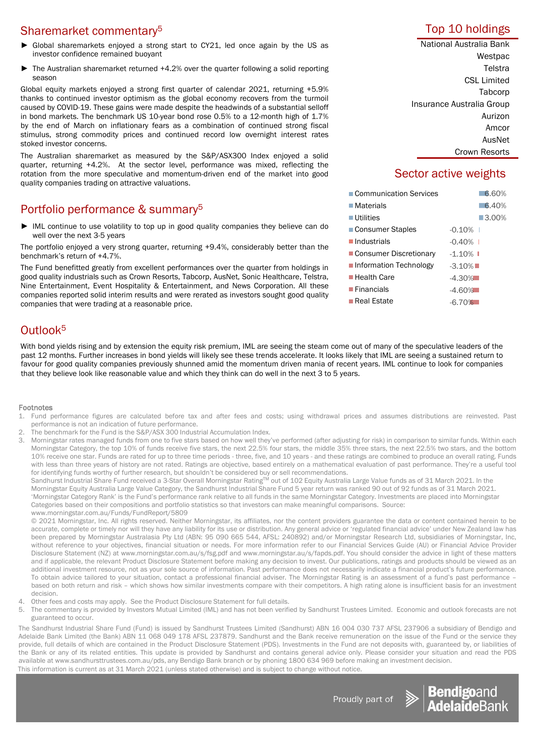## Sharemarket commentary[5]

- Global sharemarkets enjoyed a strong start to CY21, led once again by the US as investor confidence remained buoyant
- The Australian sharemarket returned +4.2% over the quarter following a solid reporting season

Global equity markets enjoyed a strong first quarter of calendar 2021, returning +5.9% thanks to continued investor optimism as the global economy recovers from the turmoil caused by COVID-19. These gains were made despite the headwinds of a substantial selloff in bond markets. The benchmark US 10-year bond rose 0.5% to a 12-month high of 1.7% by the end of March on inflationary fears as a combination of continued strong fiscal stimulus, strong commodity prices and continued record low overnight interest rates stoked investor concerns.

The Australian sharemarket as measured by the S&P/ASX300 Index enjoyed a solid quarter, returning +4.2%. At the sector level, performance was mixed, reflecting the rotation from the more speculative and momentum-driven end of the market into good quality companies trading on attractive valuations.

## Portfolio performance & summary[5]

- IML continue to use volatility to top up in good quality companies they believe can do well over the next 3-5 years

The portfolio enjoyed a very strong quarter, returning +9.4%, considerably better than the benchmark's return of +4.7%.

The Fund benefitted greatly from excellent performances over the quarter from holdings in good quality industrials such as Crown Resorts, Tabcorp, AusNet, Sonic Healthcare, Telstra, Nine Entertainment, Event Hospitality & Entertainment, and News Corporation. All these companies reported solid interim results and were rerated as investors sought good quality companies that were trading at a reasonable price.

## Top 10 holdings

National Australia Bank
Westpac
Telstra
CSL Limited
Tabcorp
Insurance Australia Group
Aurizon
Amcor
AusNet
Crown Resorts

## Sector active weights

Communication Services 6.60%
Materials 6.40%
Utilities 3.00%
Consumer Staples -0.10%
Industrials -0.40%
Consumer Discretionary -1.10%
Information Technology -3.10%
Health Care -4.30%
Financials -4.60%
Real Estate -6.70%

## Outlook[5]

With bond yields rising and by extension the equity risk premium, IML are seeing the steam come out of many of the speculative leaders of the past 12 months. Further increases in bond yields will likely see these trends accelerate. It looks likely that IML are seeing a sustained return to favour for good quality companies previously shunned amid the momentum driven mania of recent years. IML continue to look for companies that they believe look like reasonable value and which they think can do well in the next 3 to 5 years.

### Footnotes

1. Fund performance figures are calculated before tax and after fees and costs; using withdrawal prices and assumes distributions are reinvested. Past performance is not an indication of future performance.
2. The benchmark for the Fund is the S&P/ASX 300 Industrial Accumulation Index.
3. Morningstar rates managed funds from one to five stars based on how well they've performed (after adjusting for risk) in comparison to similar funds. Within each Morningstar Category, the top 10% of funds receive five stars, the next 22.5% four stars, the middle 35% three stars, the next 22.5% two stars, and the bottom 10% receive one star. Funds are rated for up to three time periods - three, five, and 10 years - and these ratings are combined to produce an overall rating. Funds with less than three years of history are not rated. Ratings are objective, based entirely on a mathematical evaluation of past performance. They're a useful tool for identifying funds worthy of further research, but shouldn't be considered buy or sell recommendations.
   Sandhurst Industrial Share Fund received a 3-Star Overall Morningstar Rating™ out of 102 Equity Australia Large Value funds as of 31 March 2021. In the Morningstar Equity Australia Large Value Category, the Sandhurst Industrial Share Fund 5 year return was ranked 90 out of 92 funds as of 31 March 2021. 'Morningstar Category Rank' is the Fund's performance rank relative to all funds in the same Morningstar Category. Investments are placed into Morningstar Categories based on their compositions and portfolio statistics so that investors can make meaningful comparisons. Source: www.morningstar.com.au/Funds/FundReport/5809
   © 2021 Morningstar, Inc. All rights reserved. Neither Morningstar, its affiliates, nor the content providers guarantee the data or content contained herein to be accurate, complete or timely nor will they have any liability for its use or distribution. Any general advice or 'regulated financial advice' under New Zealand law has been prepared by Morningstar Australasia Pty Ltd (ABN: 95 090 665 544, AFSL: 240892) and/or Morningstar Research Ltd, subsidiaries of Morningstar, Inc, without reference to your objectives, financial situation or needs. For more information refer to our Financial Services Guide (AU) or Financial Advice Provider Disclosure Statement (NZ) at www.morningstar.com.au/s/fsg.pdf and www.morningstar.au/s/fapds.pdf. You should consider the advice in light of these matters and if applicable, the relevant Product Disclosure Statement before making any decision to invest. Our publications, ratings and products should be viewed as an additional investment resource, not as your sole source of information. Past performance does not necessarily indicate a financial product's future performance. To obtain advice tailored to your situation, contact a professional financial adviser. The Morningstar Rating is an assessment of a fund's past performance – based on both return and risk – which shows how similar investments compare with their competitors. A high rating alone is insufficient basis for an investment decision.
4. Other fees and costs may apply. See the Product Disclosure Statement for full details.
5. The commentary is provided by Investors Mutual Limited (IML) and has not been verified by Sandhurst Trustees Limited. Economic and outlook forecasts are not guaranteed to occur.

The Sandhurst Industrial Share Fund (Fund) is issued by Sandhurst Trustees Limited (Sandhurst) ABN 16 004 030 737 AFSL 237906 a subsidiary of Bendigo and Adelaide Bank Limited (the Bank) ABN 11 068 049 178 AFSL 237879. Sandhurst and the Bank receive remuneration on the issue of the Fund or the service they provide, full details of which are contained in the Product Disclosure Statement (PDS). Investments in the Fund are not deposits with, guaranteed by, or liabilities of the Bank or any of its related entities. This update is provided by Sandhurst and contains general advice only. Please consider your situation and read the PDS available at www.sandhursttrustees.com.au/pds, any Bendigo Bank branch or by phoning 1800 634 969 before making an investment decision.
This information is current as at 31 March 2021 (unless stated otherwise) and is subject to change without notice.

Proudly part of Bendigo and Adelaide Bank